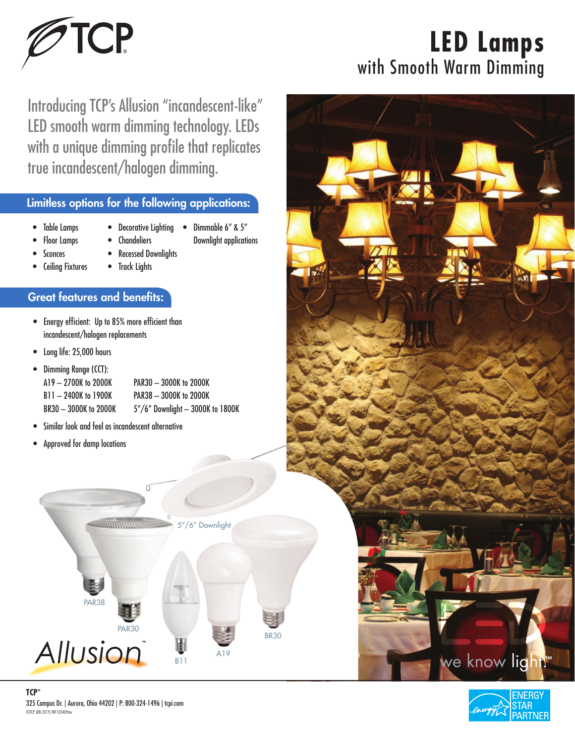# LED Lamps

## with Smooth Warm Dimming

Introducing TCP's Allusion "incandescent-like" LED smooth warm dimming technology. LEDs with a unique dimming profile that replicates true incandescent/halogen dimming.

### Limitless options for the following applications:

- Table Lamps
- Floor Lamps
- Sconces
- Ceiling Fixtures
- Decorative Lighting
- Chandeliers
- Recessed Downlights
- Track Lights
- Dimmable 6" & 5" Downlight applications

### Great features and benefits:

- Energy efficient: Up to 85% more efficient than incandescent/halogen replacements
- Long life: 25,000 hours
- Dimming Range (CCT):
  - A19 – 2700K to 2000K
  - B11 – 2400K to 1900K
  - BR30 – 3000K to 2000K
  - PAR30 – 3000K to 2000K
  - PAR38 – 3000K to 2000K
  - 5"/6" Downlight – 3000K to 1800K
- Similar look and feel as incandescent alternative
- Approved for damp locations

5"/6" Downlight

PAR38

PAR30

B11

A19

BR30

Allusion™

we know light.™

ENERGY STAR PARTNER

**TCP**®
325 Campus Dr. | Aurora, Ohio 44202 | P: 800-324-1496 | tcpi.com
©TCP JUN 2019/WF10340Srev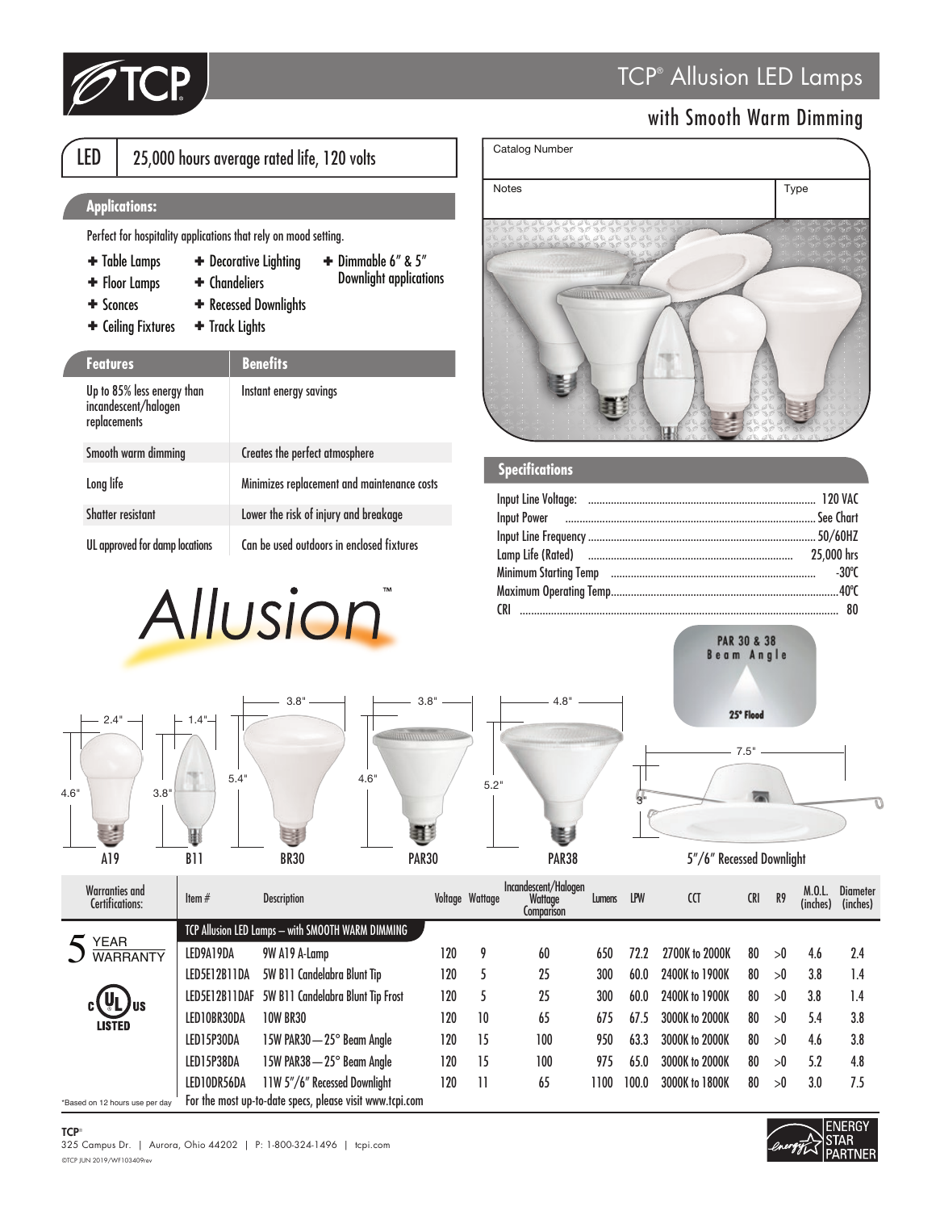# TCP® Allusion LED Lamps

## with Smooth Warm Dimming

LED | 25,000 hours average rated life, 120 volts

### Applications:

Perfect for hospitality applications that rely on mood setting.

- Table Lamps
- Floor Lamps
- Sconces
- Ceiling Fixtures
- Decorative Lighting
- Chandeliers
- Recessed Downlights
- Track Lights
- Dimmable 6″ & 5″ Downlight applications

| Features | Benefits |
|---|---|
| Up to 85% less energy than incandescent/halogen replacements | Instant energy savings |
| Smooth warm dimming | Creates the perfect atmosphere |
| Long life | Minimizes replacement and maintenance costs |
| Shatter resistant | Lower the risk of injury and breakage |
| UL approved for damp locations | Can be used outdoors in enclosed fixtures |

Allusion™

Catalog Number

Notes | Type

### Specifications

| | |
|---|---|
| Input Line Voltage: | 120 VAC |
| Input Power | See Chart |
| Input Line Frequency | 50/60HZ |
| Lamp Life (Rated) | 25,000 hrs |
| Minimum Starting Temp | -30ºC |
| Maximum Operating Temp | 40ºC |
| CRI | 80 |

PAR 30 & 38 Beam Angle

25° Flood

A19: 2.4" × 4.6"
B11: 1.4" × 3.8"
BR30: 3.8" × 5.4"
PAR30: 3.8" × 4.6"
PAR38: 4.8" × 5.2"
5"/6" Recessed Downlight: 7.5" × 3"

| Warranties and Certifications: | Item # | Description | Voltage | Wattage | Incandescent/Halogen Wattage Comparison | Lumens | LPW | CCT | CRI | R9 | M.O.L. (inches) | Diameter (inches) |
|---|---|---|---|---|---|---|---|---|---|---|---|---|
| 5 YEAR WARRANTY | TCP Allusion LED Lamps – with SMOOTH WARM DIMMING | | | | | | | | | | | |
| | LED9A19DA | 9W A19 A-Lamp | 120 | 9 | 60 | 650 | 72.2 | 2700K to 2000K | 80 | >0 | 4.6 | 2.4 |
| | LED5E12B11DA | 5W B11 Candelabra Blunt Tip | 120 | 5 | 25 | 300 | 60.0 | 2400K to 1900K | 80 | >0 | 3.8 | 1.4 |
| c UL us LISTED | LED5E12B11DAF | 5W B11 Candelabra Blunt Tip Frost | 120 | 5 | 25 | 300 | 60.0 | 2400K to 1900K | 80 | >0 | 3.8 | 1.4 |
| | LED10BR30DA | 10W BR30 | 120 | 10 | 65 | 675 | 67.5 | 3000K to 2000K | 80 | >0 | 5.4 | 3.8 |
| | LED15P30DA | 15W PAR30 — 25° Beam Angle | 120 | 15 | 100 | 950 | 63.3 | 3000K to 2000K | 80 | >0 | 4.6 | 3.8 |
| | LED15P38DA | 15W PAR38 — 25° Beam Angle | 120 | 15 | 100 | 975 | 65.0 | 3000K to 2000K | 80 | >0 | 5.2 | 4.8 |
| | LED10DR56DA | 11W 5″/6″ Recessed Downlight | 120 | 11 | 65 | 1100 | 100.0 | 3000K to 1800K | 80 | >0 | 3.0 | 7.5 |
| *Based on 12 hours use per day | For the most up-to-date specs, please visit www.tcpi.com | | | | | | | | | | | |

TCP®
325 Campus Dr. | Aurora, Ohio 44202 | P: 1-800-324-1496 | tcpi.com
©TCP JUN 2019/WF103409rev

ENERGY STAR PARTNER